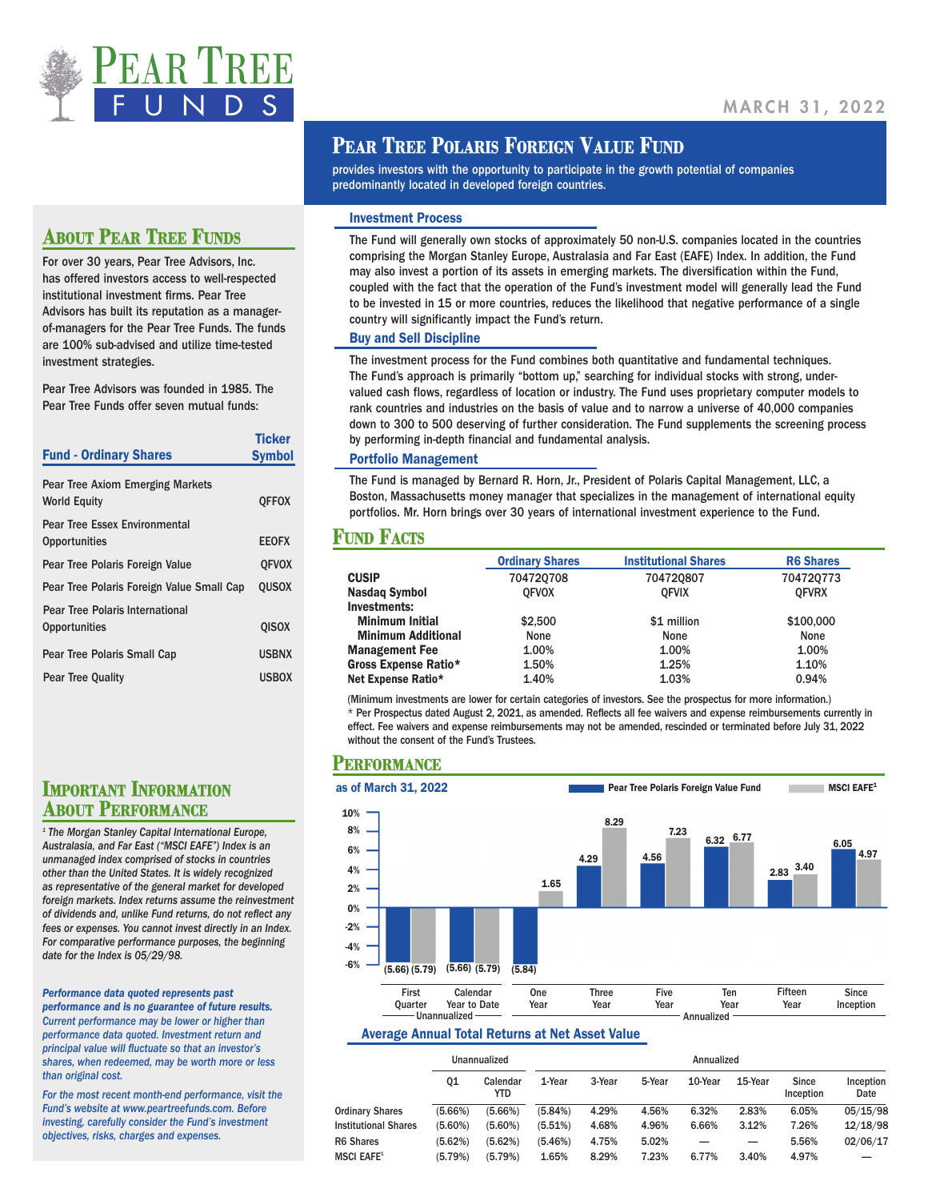# Pear Tree Funds

MARCH 31, 2022

# Pear Tree Polaris Foreign Value Fund

provides investors with the opportunity to participate in the growth potential of companies predominantly located in developed foreign countries.

## About Pear Tree Funds

For over 30 years, Pear Tree Advisors, Inc. has offered investors access to well-respected institutional investment firms. Pear Tree Advisors has built its reputation as a manager-of-managers for the Pear Tree Funds. The funds are 100% sub-advised and utilize time-tested investment strategies.

Pear Tree Advisors was founded in 1985. The Pear Tree Funds offer seven mutual funds:

| Fund - Ordinary Shares | Ticker Symbol |
|---|---|
| Pear Tree Axiom Emerging Markets World Equity | QFFOX |
| Pear Tree Essex Environmental Opportunities | EEOFX |
| Pear Tree Polaris Foreign Value | QFVOX |
| Pear Tree Polaris Foreign Value Small Cap | QUSOX |
| Pear Tree Polaris International Opportunities | QISOX |
| Pear Tree Polaris Small Cap | USBNX |
| Pear Tree Quality | USBOX |

## Investment Process

The Fund will generally own stocks of approximately 50 non-U.S. companies located in the countries comprising the Morgan Stanley Europe, Australasia and Far East (EAFE) Index. In addition, the Fund may also invest a portion of its assets in emerging markets. The diversification within the Fund, coupled with the fact that the operation of the Fund's investment model will generally lead the Fund to be invested in 15 or more countries, reduces the likelihood that negative performance of a single country will significantly impact the Fund's return.

## Buy and Sell Discipline

The investment process for the Fund combines both quantitative and fundamental techniques. The Fund's approach is primarily "bottom up," searching for individual stocks with strong, under-valued cash flows, regardless of location or industry. The Fund uses proprietary computer models to rank countries and industries on the basis of value and to narrow a universe of 40,000 companies down to 300 to 500 deserving of further consideration. The Fund supplements the screening process by performing in-depth financial and fundamental analysis.

## Portfolio Management

The Fund is managed by Bernard R. Horn, Jr., President of Polaris Capital Management, LLC, a Boston, Massachusetts money manager that specializes in the management of international equity portfolios. Mr. Horn brings over 30 years of international investment experience to the Fund.

## Fund Facts

| | Ordinary Shares | Institutional Shares | R6 Shares |
|---|---|---|---|
| **CUSIP** | 704720708 | 704720807 | 704720773 |
| **Nasdaq Symbol** | QFVOX | QFVIX | QFVRX |
| **Investments:** | | | |
| **Minimum Initial** | $2,500 | $1 million | $100,000 |
| **Minimum Additional** | None | None | None |
| **Management Fee** | 1.00% | 1.00% | 1.00% |
| **Gross Expense Ratio*** | 1.50% | 1.25% | 1.10% |
| **Net Expense Ratio*** | 1.40% | 1.03% | 0.94% |

(Minimum investments are lower for certain categories of investors. See the prospectus for more information.)

* Per Prospectus dated August 2, 2021, as amended. Reflects all fee waivers and expense reimbursements currently in effect. Fee waivers and expense reimbursements may not be amended, rescinded or terminated before July 31, 2022 without the consent of the Fund's Trustees.

## Performance

as of March 31, 2022

| | Pear Tree Polaris Foreign Value Fund | MSCI EAFE[1] |
|---|---|---|
| First Quarter (Unannualized) | (5.66) | (5.79) |
| Calendar Year to Date (Unannualized) | (5.66) | (5.79) |
| One Year | (5.84) | 1.65 |
| Three Year | 4.29 | 8.29 |
| Five Year | 4.56 | 7.23 |
| Ten Year | 6.32 | 6.77 |
| Fifteen Year | 2.83 | 3.40 |
| Since Inception | 6.05 | 4.97 |

### Average Annual Total Returns at Net Asset Value

| | Unannualized | | Annualized | | | | | | |
|---|---|---|---|---|---|---|---|---|---|
| | Q1 | Calendar YTD | 1-Year | 3-Year | 5-Year | 10-Year | 15-Year | Since Inception | Inception Date |
| Ordinary Shares | (5.66%) | (5.66%) | (5.84%) | 4.29% | 4.56% | 6.32% | 2.83% | 6.05% | 05/15/98 |
| Institutional Shares | (5.60%) | (5.60%) | (5.51%) | 4.68% | 4.96% | 6.66% | 3.12% | 7.26% | 12/18/98 |
| R6 Shares | (5.62%) | (5.62%) | (5.46%) | 4.75% | 5.02% | — | — | 5.56% | 02/06/17 |
| MSCI EAFE[1] | (5.79%) | (5.79%) | 1.65% | 8.29% | 7.23% | 6.77% | 3.40% | 4.97% | — |

## Important Information About Performance

*[1] The Morgan Stanley Capital International Europe, Australasia, and Far East ("MSCI EAFE") Index is an unmanaged index comprised of stocks in countries other than the United States. It is widely recognized as representative of the general market for developed foreign markets. Index returns assume the reinvestment of dividends and, unlike Fund returns, do not reflect any fees or expenses. You cannot invest directly in an Index. For comparative performance purposes, the beginning date for the Index is 05/29/98.*

***Performance data quoted represents past performance and is no guarantee of future results.*** *Current performance may be lower or higher than performance data quoted. Investment return and principal value will fluctuate so that an investor's shares, when redeemed, may be worth more or less than original cost.*

*For the most recent month-end performance, visit the Fund's website at www.peartreefunds.com. Before investing, carefully consider the Fund's investment objectives, risks, charges and expenses.*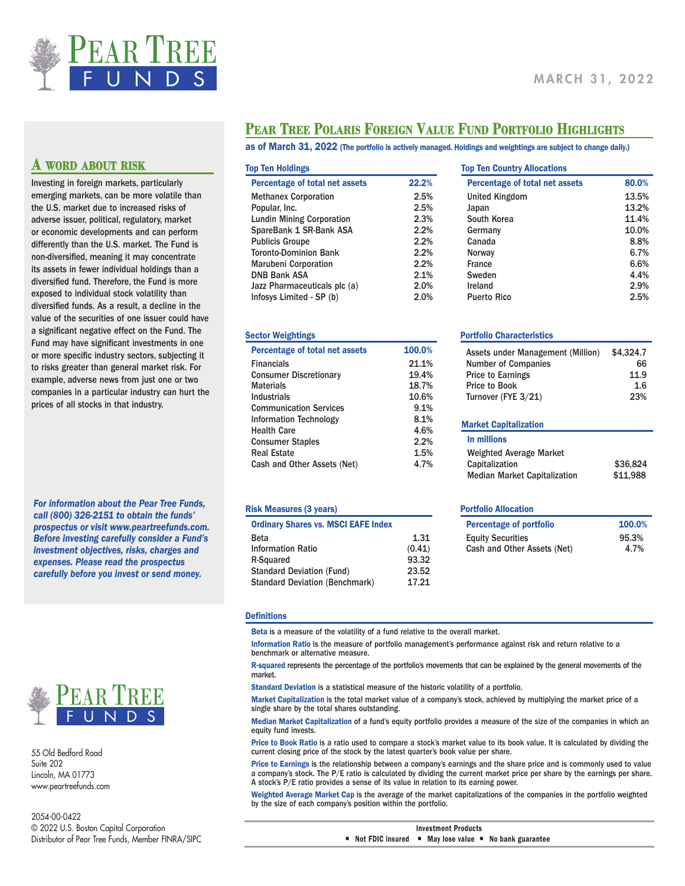# Pear Tree Funds

**MARCH 31, 2022**

## A WORD ABOUT RISK

Investing in foreign markets, particularly emerging markets, can be more volatile than the U.S. market due to increased risks of adverse issuer, political, regulatory, market or economic developments and can perform differently than the U.S. market. The Fund is non-diversified, meaning it may concentrate its assets in fewer individual holdings than a diversified fund. Therefore, the Fund is more exposed to individual stock volatility than diversified funds. As a result, a decline in the value of the securities of one issuer could have a significant negative effect on the Fund. The Fund may have significant investments in one or more specific industry sectors, subjecting it to risks greater than general market risk. For example, adverse news from just one or two companies in a particular industry can hurt the prices of all stocks in that industry.

***For information about the Pear Tree Funds, call (800) 326-2151 to obtain the funds' prospectus or visit www.peartreefunds.com. Before investing carefully consider a Fund's investment objectives, risks, charges and expenses. Please read the prospectus carefully before you invest or send money.***

## Pear Tree Polaris Foreign Value Fund Portfolio Highlights

**as of March 31, 2022** (The portfolio is actively managed. Holdings and weightings are subject to change daily.)

### Top Ten Holdings

| Percentage of total net assets | 22.2% |
|---|---|
| Methanex Corporation | 2.5% |
| Popular, Inc. | 2.5% |
| Lundin Mining Corporation | 2.3% |
| SpareBank 1 SR-Bank ASA | 2.2% |
| Publicis Groupe | 2.2% |
| Toronto-Dominion Bank | 2.2% |
| Marubeni Corporation | 2.2% |
| DNB Bank ASA | 2.1% |
| Jazz Pharmaceuticals plc (a) | 2.0% |
| Infosys Limited - SP (b) | 2.0% |

### Top Ten Country Allocations

| Percentage of total net assets | 80.0% |
|---|---|
| United Kingdom | 13.5% |
| Japan | 13.2% |
| South Korea | 11.4% |
| Germany | 10.0% |
| Canada | 8.8% |
| Norway | 6.7% |
| France | 6.6% |
| Sweden | 4.4% |
| Ireland | 2.9% |
| Puerto Rico | 2.5% |

### Sector Weightings

| Percentage of total net assets | 100.0% |
|---|---|
| Financials | 21.1% |
| Consumer Discretionary | 19.4% |
| Materials | 18.7% |
| Industrials | 10.6% |
| Communication Services | 9.1% |
| Information Technology | 8.1% |
| Health Care | 4.6% |
| Consumer Staples | 2.2% |
| Real Estate | 1.5% |
| Cash and Other Assets (Net) | 4.7% |

### Portfolio Characteristics

| | |
|---|---|
| Assets under Management (Million) | $4,324.7 |
| Number of Companies | 66 |
| Price to Earnings | 11.9 |
| Price to Book | 1.6 |
| Turnover (FYE 3/21) | 23% |

### Market Capitalization

| In millions | |
|---|---|
| Weighted Average Market Capitalization | $36,824 |
| Median Market Capitalization | $11,988 |

### Risk Measures (3 years)

| Ordinary Shares vs. MSCI EAFE Index | |
|---|---|
| Beta | 1.31 |
| Information Ratio | (0.41) |
| R-Squared | 93.32 |
| Standard Deviation (Fund) | 23.52 |
| Standard Deviation (Benchmark) | 17.21 |

### Portfolio Allocation

| Percentage of portfolio | 100.0% |
|---|---|
| Equity Securities | 95.3% |
| Cash and Other Assets (Net) | 4.7% |

### Definitions

**Beta** is a measure of the volatility of a fund relative to the overall market.

**Information Ratio** is the measure of portfolio management's performance against risk and return relative to a benchmark or alternative measure.

**R-squared** represents the percentage of the portfolio's movements that can be explained by the general movements of the market.

**Standard Deviation** is a statistical measure of the historic volatility of a portfolio.

**Market Capitalization** is the total market value of a company's stock, achieved by multiplying the market price of a single share by the total shares outstanding.

**Median Market Capitalization** of a fund's equity portfolio provides a measure of the size of the companies in which an equity fund invests.

**Price to Book Ratio** is a ratio used to compare a stock's market value to its book value. It is calculated by dividing the current closing price of the stock by the latest quarter's book value per share.

**Price to Earnings** is the relationship between a company's earnings and the share price and is commonly used to value a company's stock. The P/E ratio is calculated by dividing the current market price per share by the earnings per share. A stock's P/E ratio provides a sense of its value in relation to its earning power.

**Weighted Average Market Cap** is the average of the market capitalizations of the companies in the portfolio weighted by the size of each company's position within the portfolio.

**Investment Products**
▪ Not FDIC insured ▪ May lose value ▪ No bank guarantee

Pear Tree Funds

55 Old Bedford Road
Suite 202
Lincoln, MA 01773
www.peartreefunds.com

2054-00-0422
© 2022 U.S. Boston Capital Corporation
Distributor of Pear Tree Funds, Member FINRA/SIPC